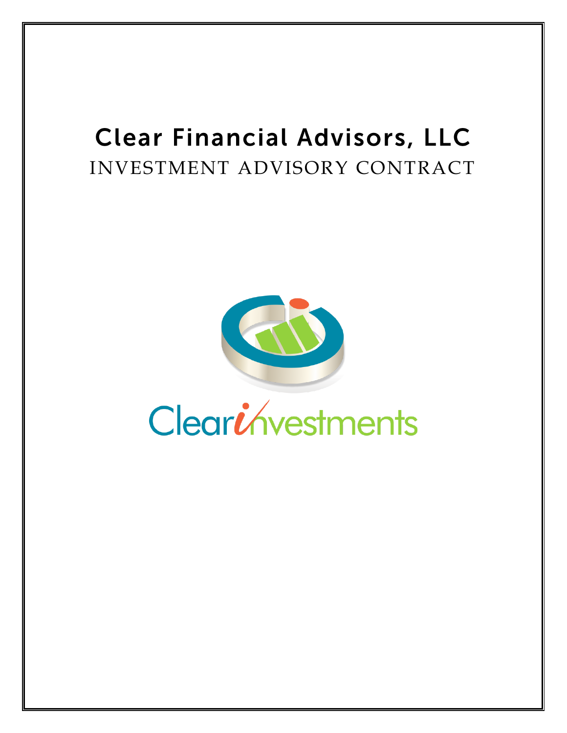# Clear Financial Advisors, LLC

## INVESTMENT ADVISORY CONTRACT

Clear*i*nvestments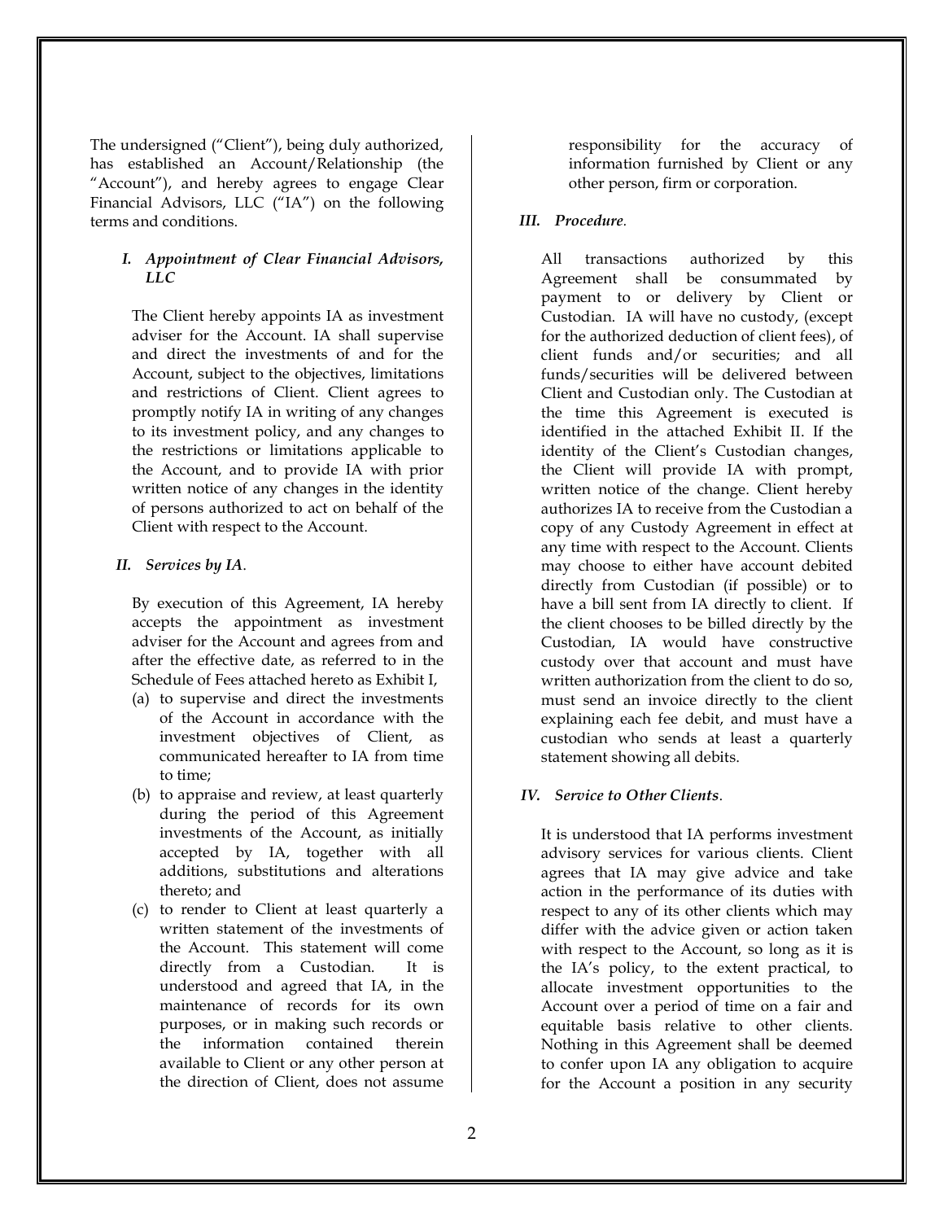The undersigned ("Client"), being duly authorized, has established an Account/Relationship (the "Account"), and hereby agrees to engage Clear Financial Advisors, LLC ("IA") on the following terms and conditions.

### *I. Appointment of Clear Financial Advisors, LLC*

The Client hereby appoints IA as investment adviser for the Account. IA shall supervise and direct the investments of and for the Account, subject to the objectives, limitations and restrictions of Client. Client agrees to promptly notify IA in writing of any changes to its investment policy, and any changes to the restrictions or limitations applicable to the Account, and to provide IA with prior written notice of any changes in the identity of persons authorized to act on behalf of the Client with respect to the Account.

### *II. Services by IA*.

By execution of this Agreement, IA hereby accepts the appointment as investment adviser for the Account and agrees from and after the effective date, as referred to in the Schedule of Fees attached hereto as Exhibit I,

(a) to supervise and direct the investments of the Account in accordance with the investment objectives of Client, as communicated hereafter to IA from time to time;

(b) to appraise and review, at least quarterly during the period of this Agreement investments of the Account, as initially accepted by IA, together with all additions, substitutions and alterations thereto; and

(c) to render to Client at least quarterly a written statement of the investments of the Account. This statement will come directly from a Custodian. It is understood and agreed that IA, in the maintenance of records for its own purposes, or in making such records or the information contained therein available to Client or any other person at the direction of Client, does not assume responsibility for the accuracy of information furnished by Client or any other person, firm or corporation.

### *III. Procedure*.

All transactions authorized by this Agreement shall be consummated by payment to or delivery by Client or Custodian. IA will have no custody, (except for the authorized deduction of client fees), of client funds and/or securities; and all funds/securities will be delivered between Client and Custodian only. The Custodian at the time this Agreement is executed is identified in the attached Exhibit II. If the identity of the Client's Custodian changes, the Client will provide IA with prompt, written notice of the change. Client hereby authorizes IA to receive from the Custodian a copy of any Custody Agreement in effect at any time with respect to the Account. Clients may choose to either have account debited directly from Custodian (if possible) or to have a bill sent from IA directly to client. If the client chooses to be billed directly by the Custodian, IA would have constructive custody over that account and must have written authorization from the client to do so, must send an invoice directly to the client explaining each fee debit, and must have a custodian who sends at least a quarterly statement showing all debits.

### *IV. Service to Other Clients*.

It is understood that IA performs investment advisory services for various clients. Client agrees that IA may give advice and take action in the performance of its duties with respect to any of its other clients which may differ with the advice given or action taken with respect to the Account, so long as it is the IA's policy, to the extent practical, to allocate investment opportunities to the Account over a period of time on a fair and equitable basis relative to other clients. Nothing in this Agreement shall be deemed to confer upon IA any obligation to acquire for the Account a position in any security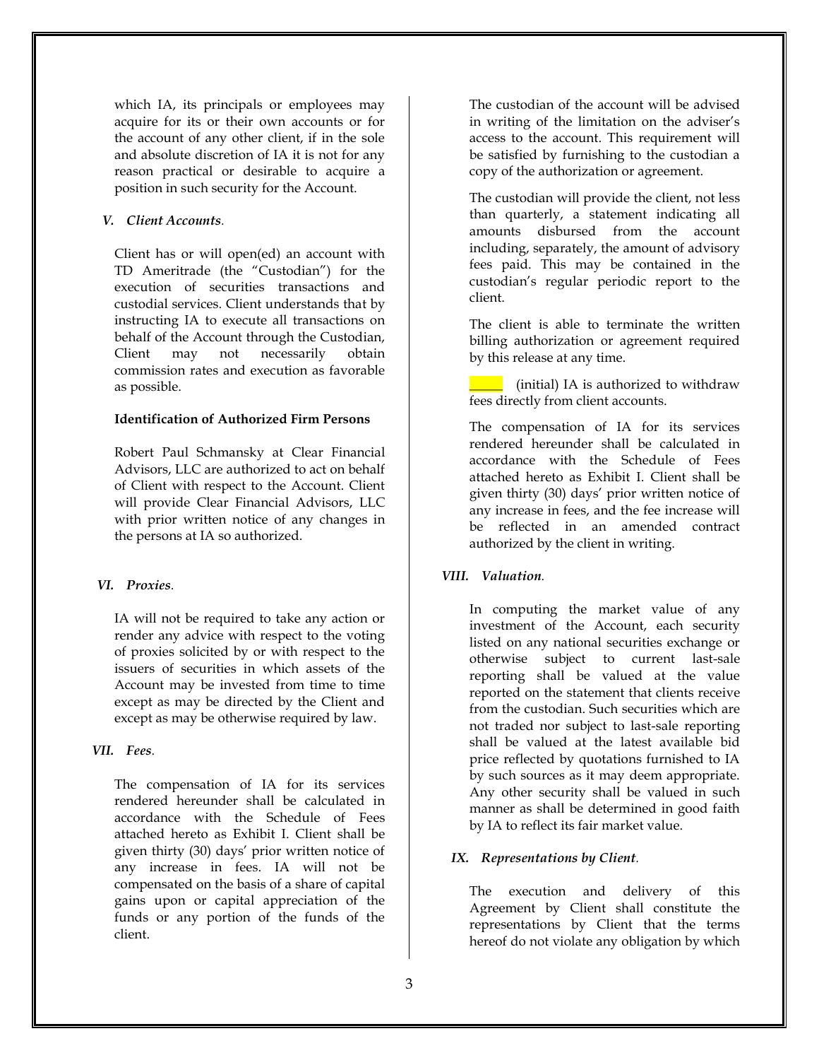which IA, its principals or employees may acquire for its or their own accounts or for the account of any other client, if in the sole and absolute discretion of IA it is not for any reason practical or desirable to acquire a position in such security for the Account.

### V. *Client Accounts*.

Client has or will open(ed) an account with TD Ameritrade (the "Custodian") for the execution of securities transactions and custodial services. Client understands that by instructing IA to execute all transactions on behalf of the Account through the Custodian, Client may not necessarily obtain commission rates and execution as favorable as possible.

**Identification of Authorized Firm Persons**

Robert Paul Schmansky at Clear Financial Advisors, LLC are authorized to act on behalf of Client with respect to the Account. Client will provide Clear Financial Advisors, LLC with prior written notice of any changes in the persons at IA so authorized.

### VI. *Proxies*.

IA will not be required to take any action or render any advice with respect to the voting of proxies solicited by or with respect to the issuers of securities in which assets of the Account may be invested from time to time except as may be directed by the Client and except as may be otherwise required by law.

### VII. *Fees*.

The compensation of IA for its services rendered hereunder shall be calculated in accordance with the Schedule of Fees attached hereto as Exhibit I. Client shall be given thirty (30) days' prior written notice of any increase in fees. IA will not be compensated on the basis of a share of capital gains upon or capital appreciation of the funds or any portion of the funds of the client.

The custodian of the account will be advised in writing of the limitation on the adviser's access to the account. This requirement will be satisfied by furnishing to the custodian a copy of the authorization or agreement.

The custodian will provide the client, not less than quarterly, a statement indicating all amounts disbursed from the account including, separately, the amount of advisory fees paid. This may be contained in the custodian's regular periodic report to the client.

The client is able to terminate the written billing authorization or agreement required by this release at any time.

_____ (initial) IA is authorized to withdraw fees directly from client accounts.

The compensation of IA for its services rendered hereunder shall be calculated in accordance with the Schedule of Fees attached hereto as Exhibit I. Client shall be given thirty (30) days' prior written notice of any increase in fees, and the fee increase will be reflected in an amended contract authorized by the client in writing.

### VIII. *Valuation*.

In computing the market value of any investment of the Account, each security listed on any national securities exchange or otherwise subject to current last-sale reporting shall be valued at the value reported on the statement that clients receive from the custodian. Such securities which are not traded nor subject to last-sale reporting shall be valued at the latest available bid price reflected by quotations furnished to IA by such sources as it may deem appropriate. Any other security shall be valued in such manner as shall be determined in good faith by IA to reflect its fair market value.

### IX. *Representations by Client*.

The execution and delivery of this Agreement by Client shall constitute the representations by Client that the terms hereof do not violate any obligation by which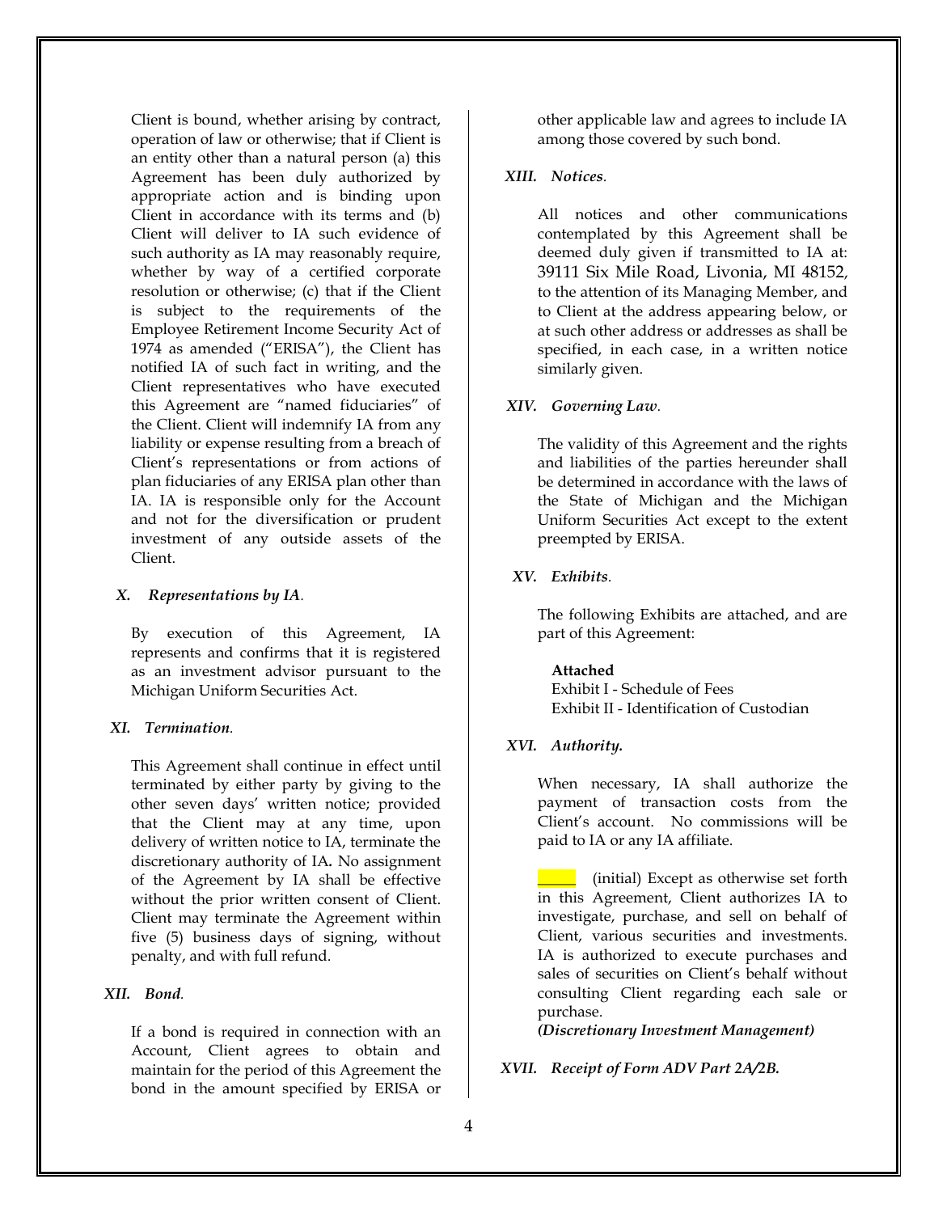Client is bound, whether arising by contract, operation of law or otherwise; that if Client is an entity other than a natural person (a) this Agreement has been duly authorized by appropriate action and is binding upon Client in accordance with its terms and (b) Client will deliver to IA such evidence of such authority as IA may reasonably require, whether by way of a certified corporate resolution or otherwise; (c) that if the Client is subject to the requirements of the Employee Retirement Income Security Act of 1974 as amended ("ERISA"), the Client has notified IA of such fact in writing, and the Client representatives who have executed this Agreement are "named fiduciaries" of the Client. Client will indemnify IA from any liability or expense resulting from a breach of Client's representations or from actions of plan fiduciaries of any ERISA plan other than IA. IA is responsible only for the Account and not for the diversification or prudent investment of any outside assets of the Client.

### X. *Representations by IA*.

By execution of this Agreement, IA represents and confirms that it is registered as an investment advisor pursuant to the Michigan Uniform Securities Act.

### XI. *Termination*.

This Agreement shall continue in effect until terminated by either party by giving to the other seven days' written notice; provided that the Client may at any time, upon delivery of written notice to IA, terminate the discretionary authority of IA**.** No assignment of the Agreement by IA shall be effective without the prior written consent of Client. Client may terminate the Agreement within five (5) business days of signing, without penalty, and with full refund.

### XII. *Bond*.

If a bond is required in connection with an Account, Client agrees to obtain and maintain for the period of this Agreement the bond in the amount specified by ERISA or other applicable law and agrees to include IA among those covered by such bond.

### XIII. *Notices*.

All notices and other communications contemplated by this Agreement shall be deemed duly given if transmitted to IA at: 39111 Six Mile Road, Livonia, MI 48152, to the attention of its Managing Member, and to Client at the address appearing below, or at such other address or addresses as shall be specified, in each case, in a written notice similarly given.

### XIV. *Governing Law*.

The validity of this Agreement and the rights and liabilities of the parties hereunder shall be determined in accordance with the laws of the State of Michigan and the Michigan Uniform Securities Act except to the extent preempted by ERISA.

### XV. *Exhibits*.

The following Exhibits are attached, and are part of this Agreement:

**Attached**
Exhibit I - Schedule of Fees
Exhibit II - Identification of Custodian

### XVI. *Authority.*

When necessary, IA shall authorize the payment of transaction costs from the Client's account. No commissions will be paid to IA or any IA affiliate.

_____ (initial) Except as otherwise set forth in this Agreement, Client authorizes IA to investigate, purchase, and sell on behalf of Client, various securities and investments. IA is authorized to execute purchases and sales of securities on Client's behalf without consulting Client regarding each sale or purchase.
***(Discretionary Investment Management)***

### XVII. *Receipt of Form ADV Part 2A/2B.*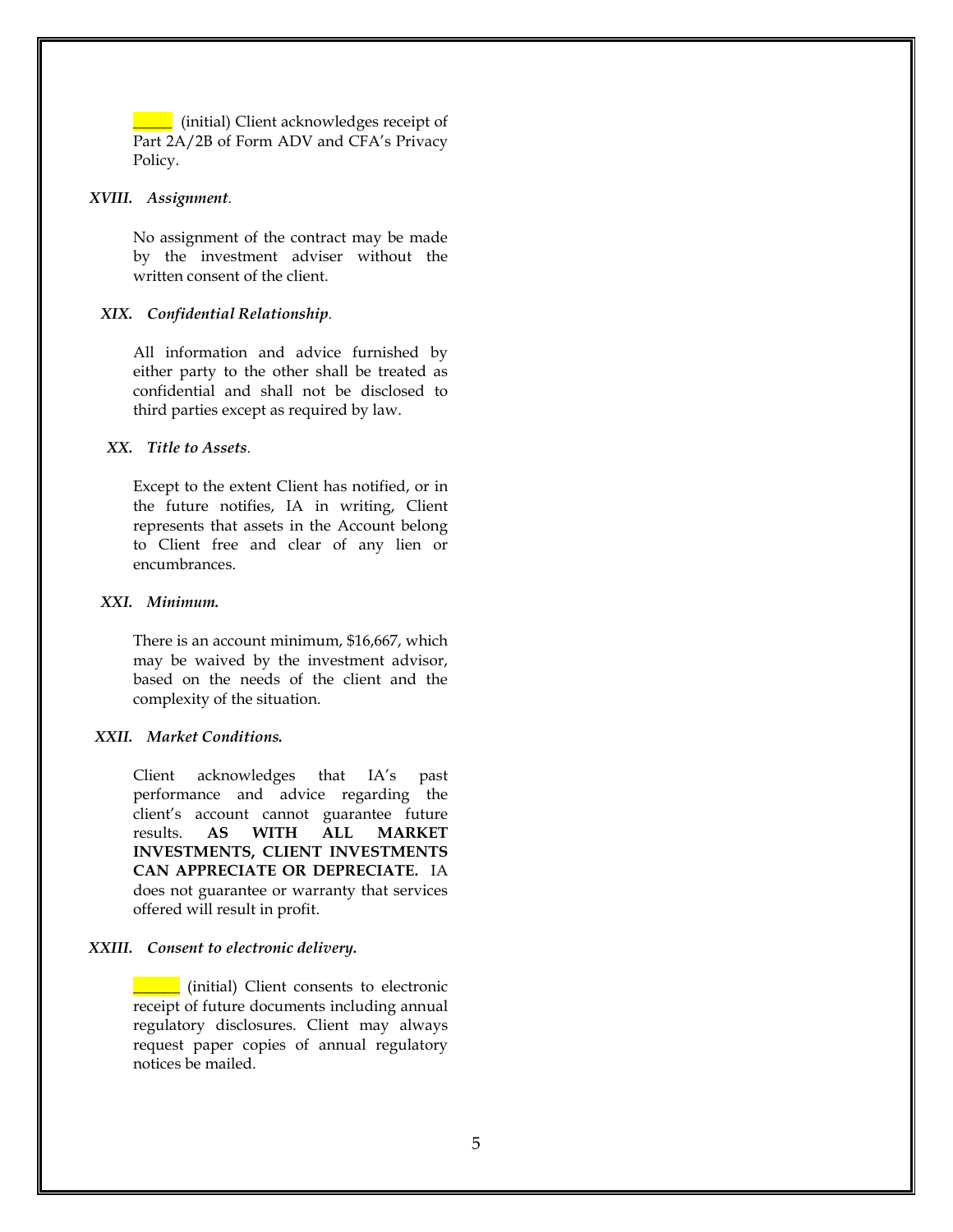_____ (initial) Client acknowledges receipt of Part 2A/2B of Form ADV and CFA's Privacy Policy.

***XVIII. Assignment.***

No assignment of the contract may be made by the investment adviser without the written consent of the client.

***XIX. Confidential Relationship.***

All information and advice furnished by either party to the other shall be treated as confidential and shall not be disclosed to third parties except as required by law.

***XX. Title to Assets.***

Except to the extent Client has notified, or in the future notifies, IA in writing, Client represents that assets in the Account belong to Client free and clear of any lien or encumbrances.

***XXI. Minimum.***

There is an account minimum, $16,667, which may be waived by the investment advisor, based on the needs of the client and the complexity of the situation.

***XXII. Market Conditions.***

Client acknowledges that IA's past performance and advice regarding the client's account cannot guarantee future results. **AS WITH ALL MARKET INVESTMENTS, CLIENT INVESTMENTS CAN APPRECIATE OR DEPRECIATE.** IA does not guarantee or warranty that services offered will result in profit.

***XXIII. Consent to electronic delivery.***

______ (initial) Client consents to electronic receipt of future documents including annual regulatory disclosures. Client may always request paper copies of annual regulatory notices be mailed.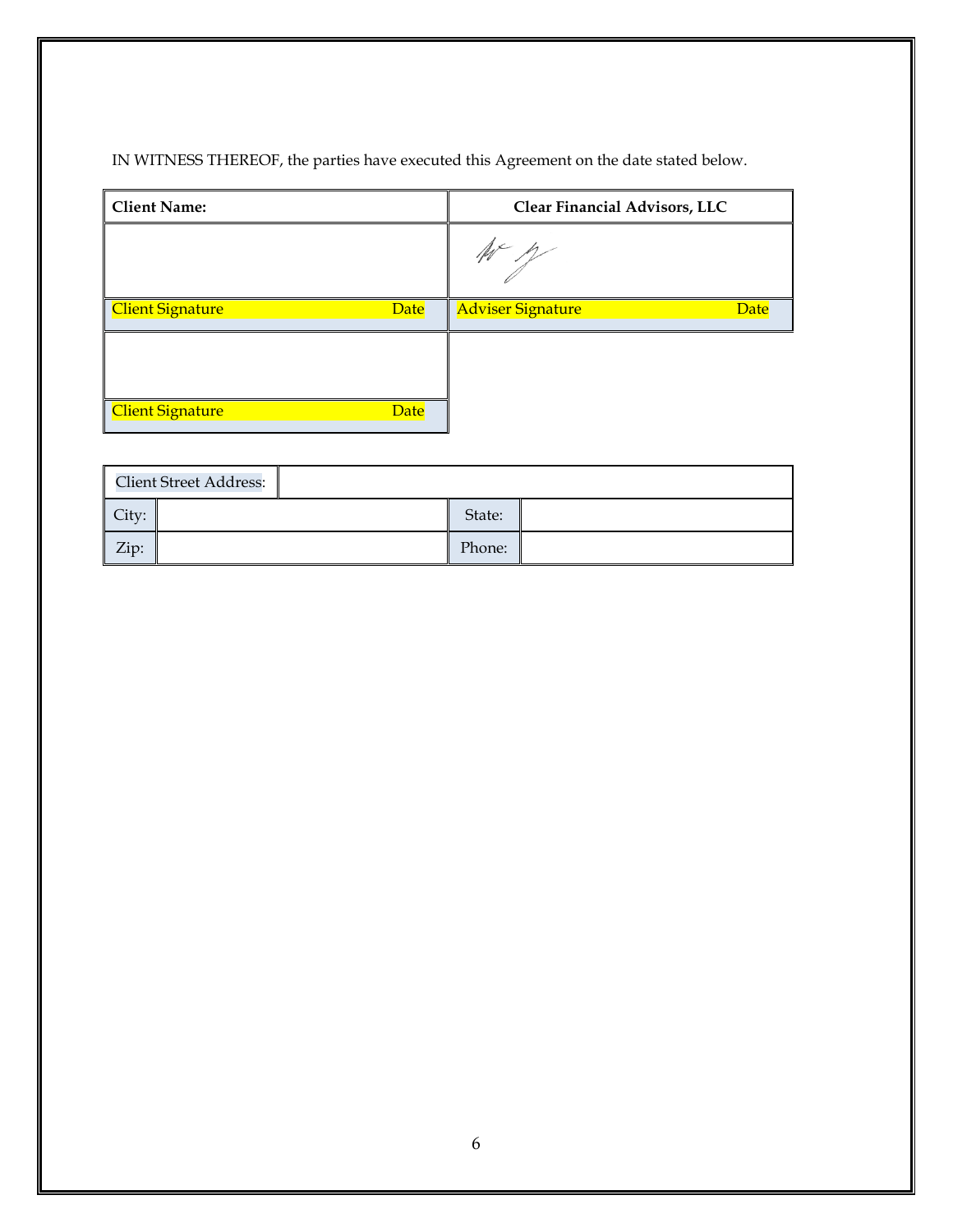IN WITNESS THEREOF, the parties have executed this Agreement on the date stated below.

| **Client Name:** | **Clear Financial Advisors, LLC** |
|---|---|
| | |
| Client Signature Date | Adviser Signature Date |
| | |
| Client Signature Date | |

| Client Street Address: | | | |
|---|---|---|---|
| City: | | State: | |
| Zip: | | Phone: | |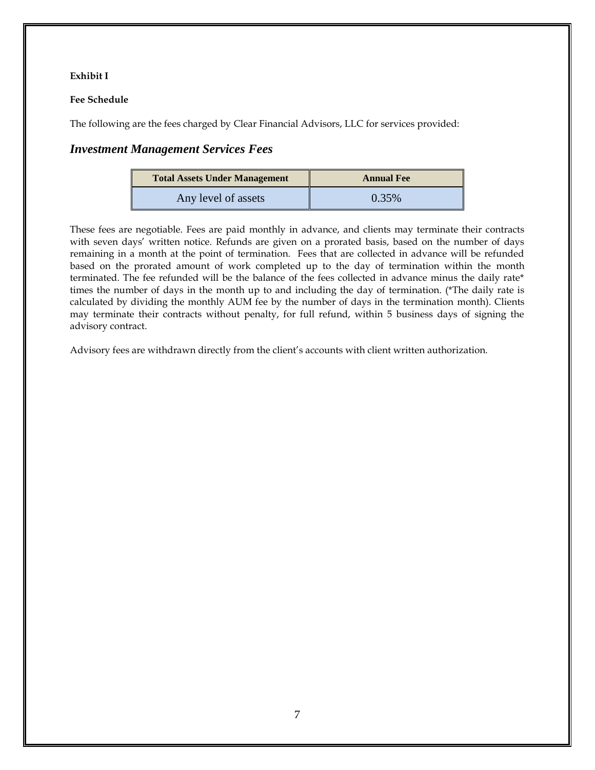**Exhibit I**

**Fee Schedule**

The following are the fees charged by Clear Financial Advisors, LLC for services provided:

## *Investment Management Services Fees*

| Total Assets Under Management | Annual Fee |
|---|---|
| Any level of assets | 0.35% |

These fees are negotiable. Fees are paid monthly in advance, and clients may terminate their contracts with seven days' written notice. Refunds are given on a prorated basis, based on the number of days remaining in a month at the point of termination. Fees that are collected in advance will be refunded based on the prorated amount of work completed up to the day of termination within the month terminated. The fee refunded will be the balance of the fees collected in advance minus the daily rate* times the number of days in the month up to and including the day of termination. (*The daily rate is calculated by dividing the monthly AUM fee by the number of days in the termination month). Clients may terminate their contracts without penalty, for full refund, within 5 business days of signing the advisory contract.

Advisory fees are withdrawn directly from the client's accounts with client written authorization.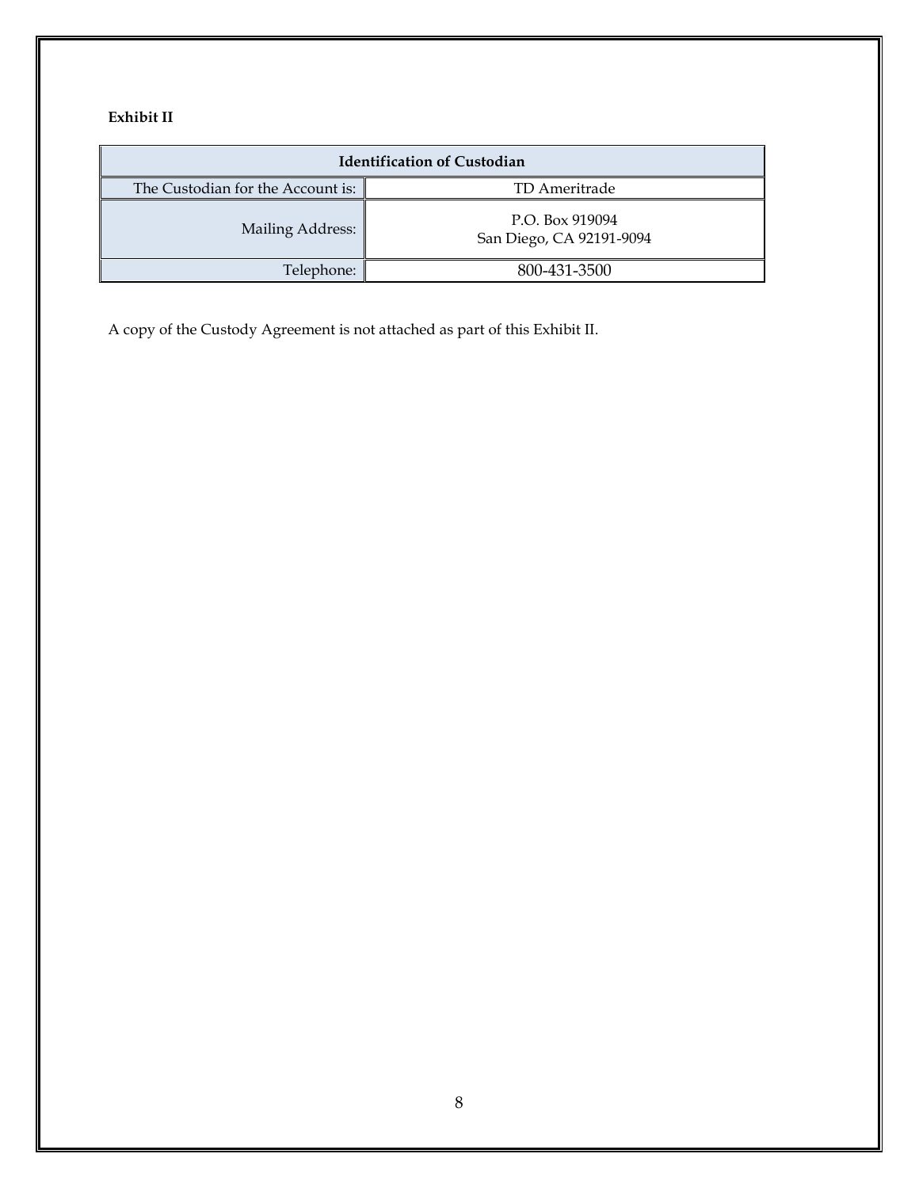**Exhibit II**

| Identification of Custodian | |
|---|---|
| The Custodian for the Account is: | TD Ameritrade |
| Mailing Address: | P.O. Box 919094<br>San Diego, CA 92191-9094 |
| Telephone: | 800-431-3500 |

A copy of the Custody Agreement is not attached as part of this Exhibit II.